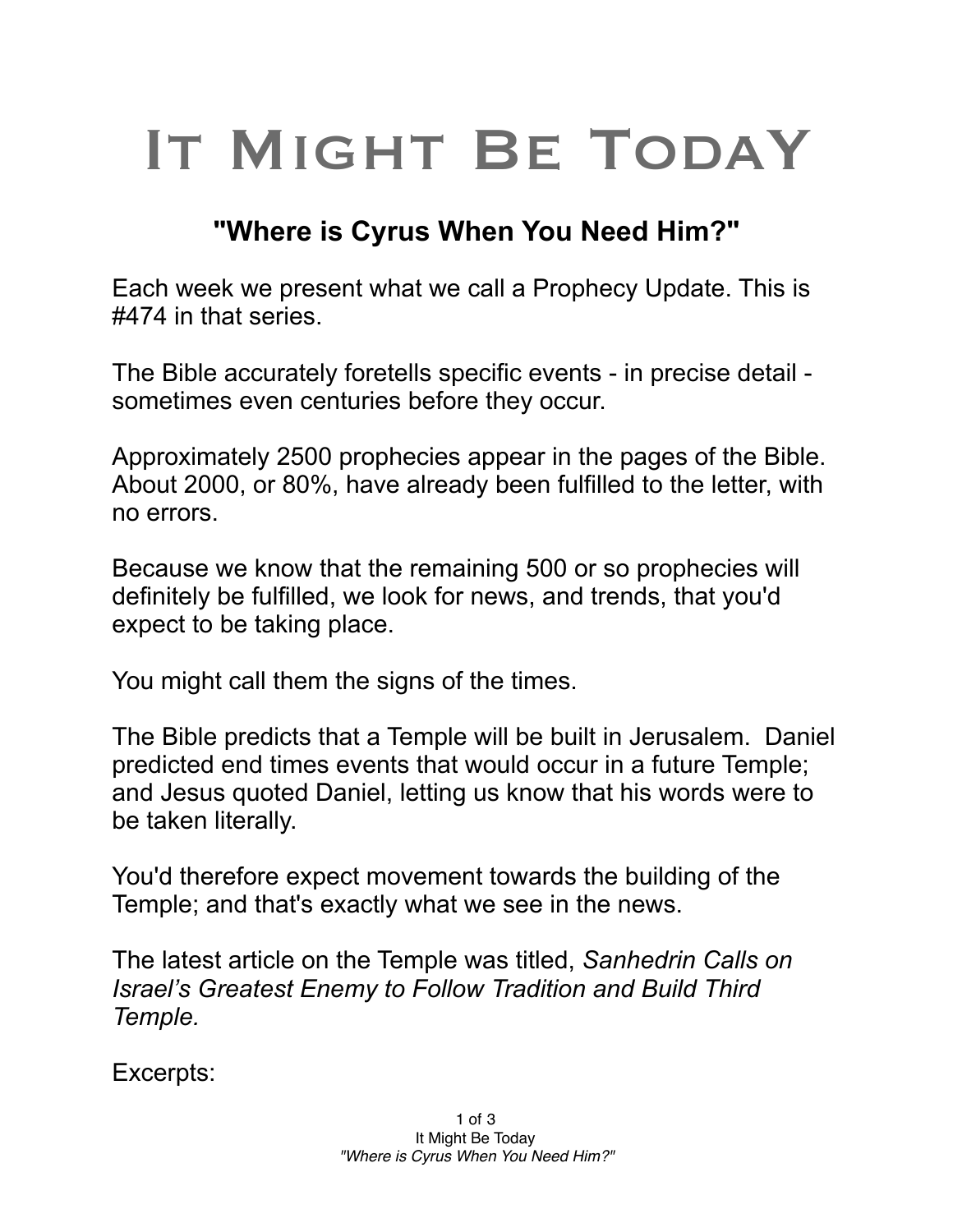# It Might Be TodaY

## "Where is Cyrus When You Need Him?"

Each week we present what we call a Prophecy Update. This is #474 in that series.

The Bible accurately foretells specific events - in precise detail - sometimes even centuries before they occur.

Approximately 2500 prophecies appear in the pages of the Bible. About 2000, or 80%, have already been fulfilled to the letter, with no errors.

Because we know that the remaining 500 or so prophecies will definitely be fulfilled, we look for news, and trends, that you'd expect to be taking place.

You might call them the signs of the times.

The Bible predicts that a Temple will be built in Jerusalem. Daniel predicted end times events that would occur in a future Temple; and Jesus quoted Daniel, letting us know that his words were to be taken literally.

You'd therefore expect movement towards the building of the Temple; and that's exactly what we see in the news.

The latest article on the Temple was titled, *Sanhedrin Calls on Israel's Greatest Enemy to Follow Tradition and Build Third Temple.*

Excerpts: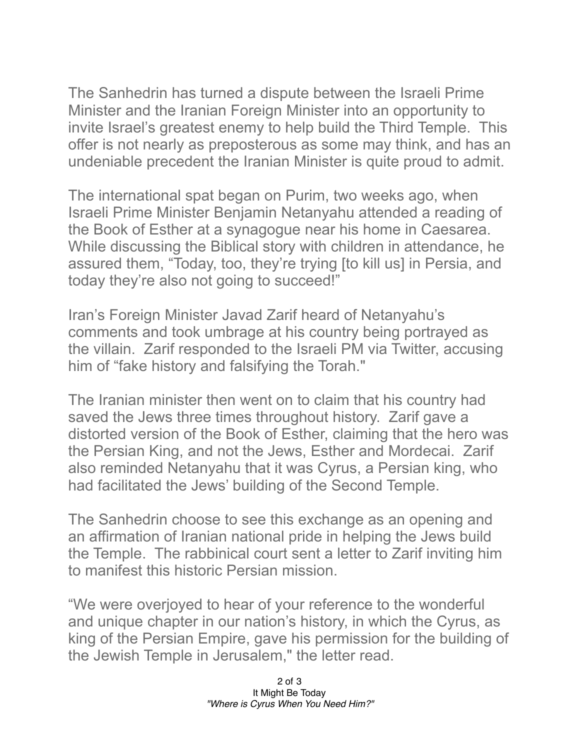The Sanhedrin has turned a dispute between the Israeli Prime Minister and the Iranian Foreign Minister into an opportunity to invite Israel's greatest enemy to help build the Third Temple. This offer is not nearly as preposterous as some may think, and has an undeniable precedent the Iranian Minister is quite proud to admit.

The international spat began on Purim, two weeks ago, when Israeli Prime Minister Benjamin Netanyahu attended a reading of the Book of Esther at a synagogue near his home in Caesarea. While discussing the Biblical story with children in attendance, he assured them, "Today, too, they're trying [to kill us] in Persia, and today they're also not going to succeed!"

Iran's Foreign Minister Javad Zarif heard of Netanyahu's comments and took umbrage at his country being portrayed as the villain. Zarif responded to the Israeli PM via Twitter, accusing him of "fake history and falsifying the Torah."

The Iranian minister then went on to claim that his country had saved the Jews three times throughout history. Zarif gave a distorted version of the Book of Esther, claiming that the hero was the Persian King, and not the Jews, Esther and Mordecai. Zarif also reminded Netanyahu that it was Cyrus, a Persian king, who had facilitated the Jews' building of the Second Temple.

The Sanhedrin choose to see this exchange as an opening and an affirmation of Iranian national pride in helping the Jews build the Temple. The rabbinical court sent a letter to Zarif inviting him to manifest this historic Persian mission.

"We were overjoyed to hear of your reference to the wonderful and unique chapter in our nation's history, in which the Cyrus, as king of the Persian Empire, gave his permission for the building of the Jewish Temple in Jerusalem," the letter read.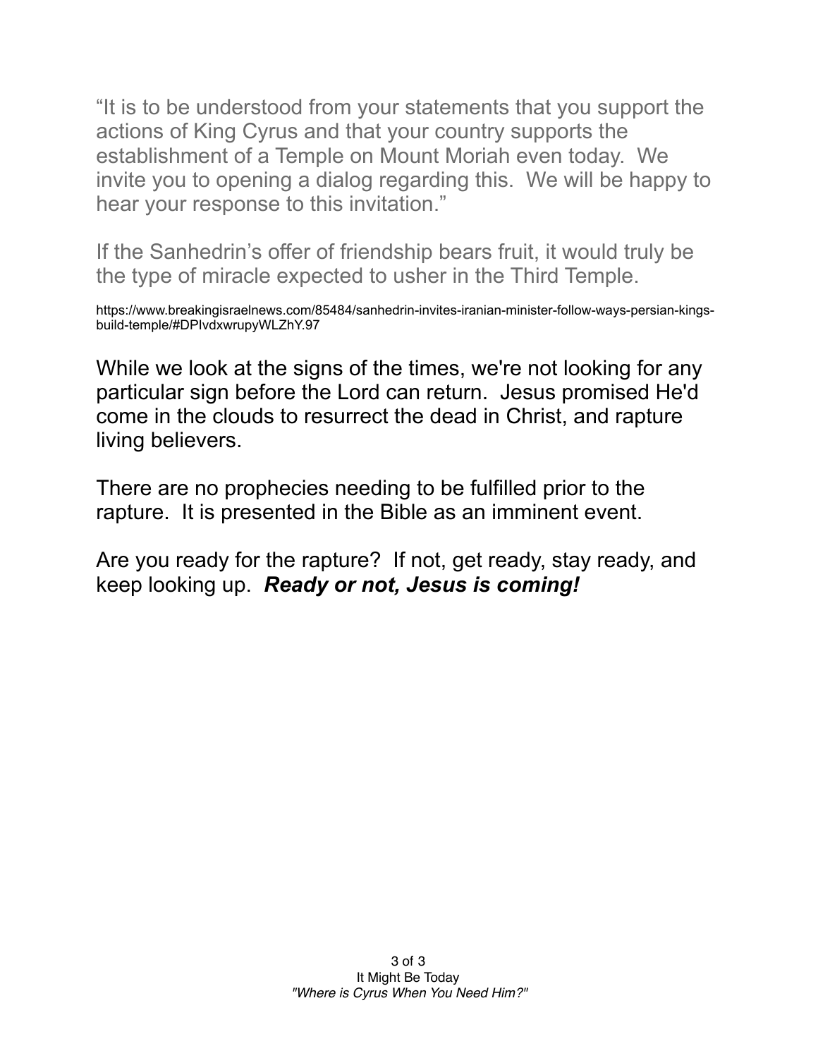"It is to be understood from your statements that you support the actions of King Cyrus and that your country supports the establishment of a Temple on Mount Moriah even today. We invite you to opening a dialog regarding this. We will be happy to hear your response to this invitation."

If the Sanhedrin's offer of friendship bears fruit, it would truly be the type of miracle expected to usher in the Third Temple.

https://www.breakingisraelnews.com/85484/sanhedrin-invites-iranian-minister-follow-ways-persian-kings-build-temple/#DPIvdxwrupyWLZhY.97

While we look at the signs of the times, we're not looking for any particular sign before the Lord can return. Jesus promised He'd come in the clouds to resurrect the dead in Christ, and rapture living believers.

There are no prophecies needing to be fulfilled prior to the rapture. It is presented in the Bible as an imminent event.

Are you ready for the rapture? If not, get ready, stay ready, and keep looking up. ***Ready or not, Jesus is coming!***